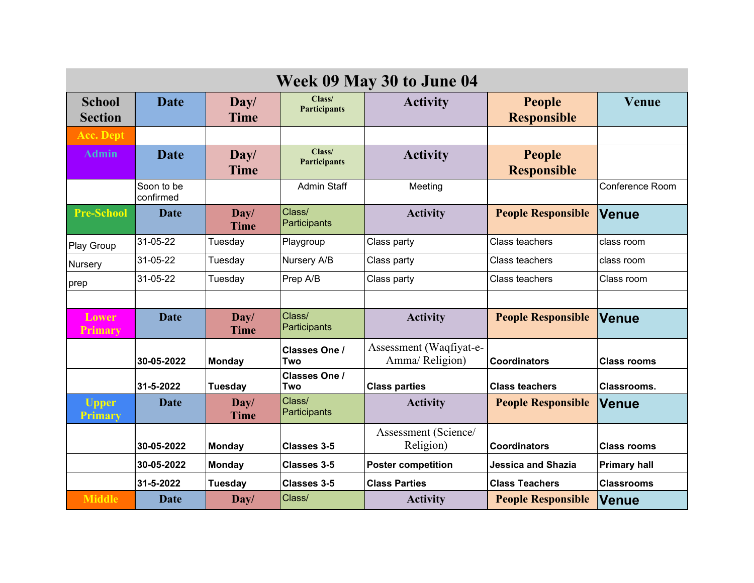| Week 09 May 30 to June 04 | | | | | | |
|---|---|---|---|---|---|---|
| **School Section** | **Date** | **Day/ Time** | **Class/ Participants** | **Activity** | **People Responsible** | **Venue** |
| **Acc. Dept** | | | | | | |
| **Admin** | **Date** | **Day/ Time** | **Class/ Participants** | **Activity** | **People Responsible** | |
| | Soon to be confirmed | | Admin Staff | Meeting | | Conference Room |
| **Pre-School** | **Date** | **Day/ Time** | Class/ Participants | **Activity** | **People Responsible** | **Venue** |
| Play Group | 31-05-22 | Tuesday | Playgroup | Class party | Class teachers | class room |
| Nursery | 31-05-22 | Tuesday | Nursery A/B | Class party | Class teachers | class room |
| prep | 31-05-22 | Tuesday | Prep A/B | Class party | Class teachers | Class room |
| | | | | | | |
| **Lower Primary** | **Date** | **Day/ Time** | Class/ Participants | **Activity** | **People Responsible** | **Venue** |
| | **30-05-2022** | **Monday** | **Classes One / Two** | Assessment (Waqfiyat-e-Amma/ Religion) | **Coordinators** | **Class rooms** |
| | **31-5-2022** | **Tuesday** | **Classes One / Two** | **Class parties** | **Class teachers** | **Classrooms.** |
| **Upper Primary** | **Date** | **Day/ Time** | Class/ Participants | **Activity** | **People Responsible** | **Venue** |
| | **30-05-2022** | **Monday** | **Classes 3-5** | Assessment (Science/ Religion) | **Coordinators** | **Class rooms** |
| | **30-05-2022** | **Monday** | **Classes 3-5** | **Poster competition** | **Jessica and Shazia** | **Primary hall** |
| | **31-5-2022** | **Tuesday** | **Classes 3-5** | **Class Parties** | **Class Teachers** | **Classrooms** |
| **Middle** | **Date** | **Day/** | Class/ | **Activity** | **People Responsible** | **Venue** |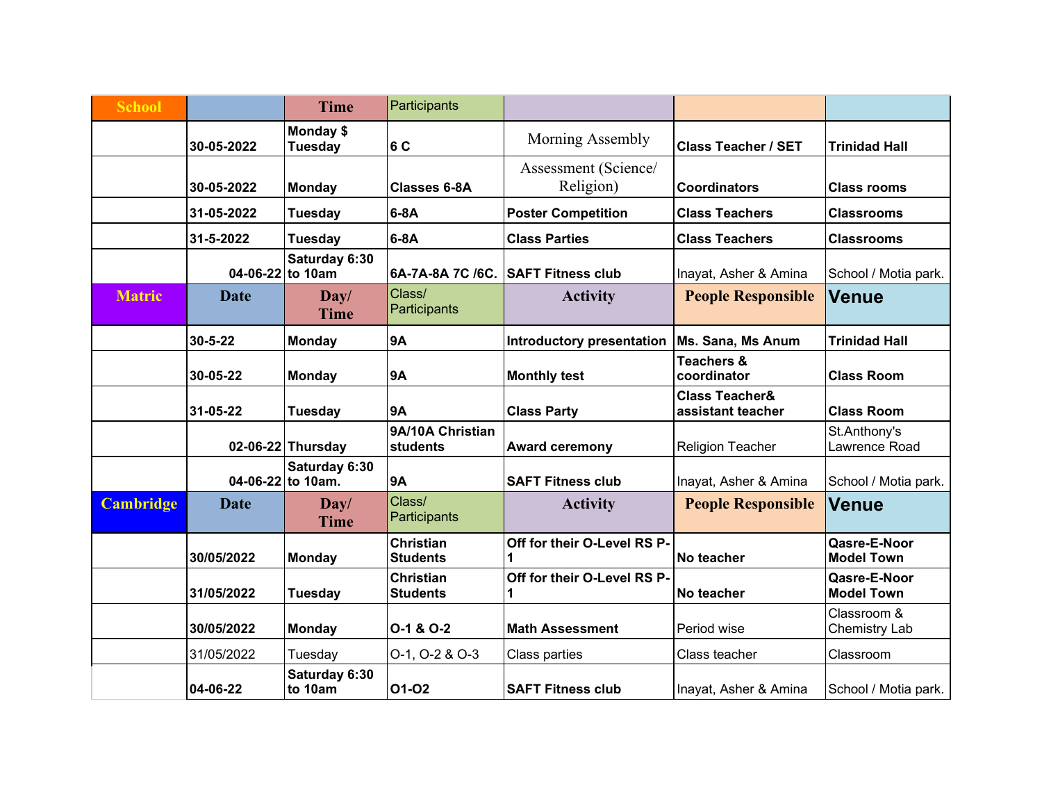| School | | Time | Participants | | | |
|---|---|---|---|---|---|---|
| | 30-05-2022 | Monday $ Tuesday | 6 C | Morning Assembly | Class Teacher / SET | Trinidad Hall |
| | 30-05-2022 | Monday | Classes 6-8A | Assessment (Science/ Religion) | Coordinators | Class rooms |
| | 31-05-2022 | Tuesday | 6-8A | Poster Competition | Class Teachers | Classrooms |
| | 31-5-2022 | Tuesday | 6-8A | Class Parties | Class Teachers | Classrooms |
| | 04-06-22 | Saturday 6:30 to 10am | 6A-7A-8A 7C /6C. | SAFT Fitness club | Inayat, Asher & Amina | School / Motia park. |
| **Matric** | **Date** | **Day/ Time** | **Class/ Participants** | **Activity** | **People Responsible** | **Venue** |
| | 30-5-22 | Monday | 9A | Introductory presentation | Ms. Sana, Ms Anum | Trinidad Hall |
| | 30-05-22 | Monday | 9A | Monthly test | Teachers & coordinator | Class Room |
| | 31-05-22 | Tuesday | 9A | Class Party | Class Teacher& assistant teacher | Class Room |
| | 02-06-22 | Thursday | 9A/10A Christian students | Award ceremony | Religion Teacher | St.Anthony's Lawrence Road |
| | 04-06-22 | Saturday 6:30 to 10am. | 9A | SAFT Fitness club | Inayat, Asher & Amina | School / Motia park. |
| **Cambridge** | **Date** | **Day/ Time** | **Class/ Participants** | **Activity** | **People Responsible** | **Venue** |
| | 30/05/2022 | Monday | Christian Students | Off for their O-Level RS P-1 | No teacher | Qasre-E-Noor Model Town |
| | 31/05/2022 | Tuesday | Christian Students | Off for their O-Level RS P-1 | No teacher | Qasre-E-Noor Model Town |
| | 30/05/2022 | Monday | O-1 & O-2 | Math Assessment | Period wise | Classroom & Chemistry Lab |
| | 31/05/2022 | Tuesday | O-1, O-2 & O-3 | Class parties | Class teacher | Classroom |
| | 04-06-22 | Saturday 6:30 to 10am | O1-O2 | SAFT Fitness club | Inayat, Asher & Amina | School / Motia park. |